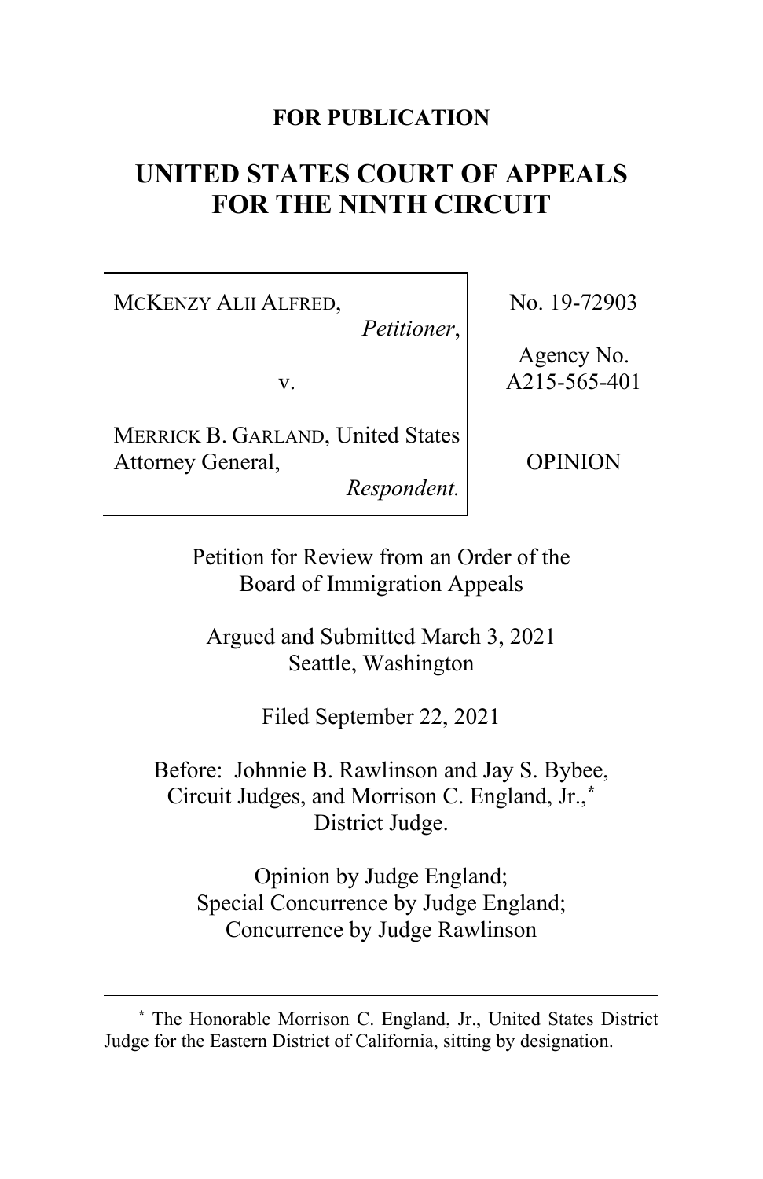**FOR PUBLICATION**

# UNITED STATES COURT OF APPEALS FOR THE NINTH CIRCUIT

| | |
|---|---|
| McKENZY ALII ALFRED, *Petitioner*, v. MERRICK B. GARLAND, United States Attorney General, *Respondent.* | No. 19-72903 Agency No. A215-565-401 OPINION |

Petition for Review from an Order of the Board of Immigration Appeals

Argued and Submitted March 3, 2021
Seattle, Washington

Filed September 22, 2021

Before: Johnnie B. Rawlinson and Jay S. Bybee, Circuit Judges, and Morrison C. England, Jr.,* District Judge.

Opinion by Judge England;
Special Concurrence by Judge England;
Concurrence by Judge Rawlinson

---

* The Honorable Morrison C. England, Jr., United States District Judge for the Eastern District of California, sitting by designation.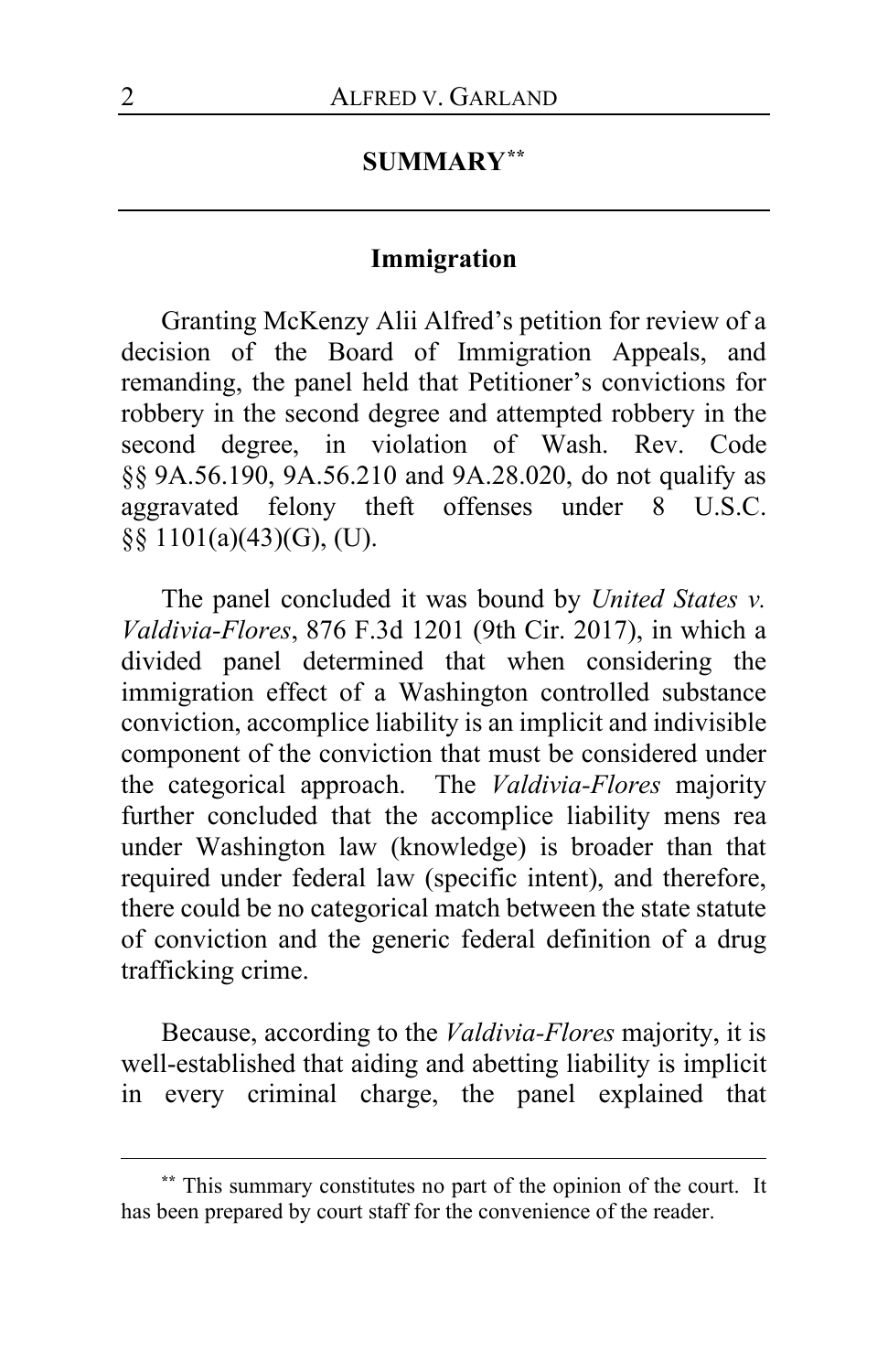# SUMMARY[**]

## Immigration

Granting McKenzy Alii Alfred's petition for review of a decision of the Board of Immigration Appeals, and remanding, the panel held that Petitioner's convictions for robbery in the second degree and attempted robbery in the second degree, in violation of Wash. Rev. Code §§ 9A.56.190, 9A.56.210 and 9A.28.020, do not qualify as aggravated felony theft offenses under 8 U.S.C. §§ 1101(a)(43)(G), (U).

The panel concluded it was bound by *United States v. Valdivia-Flores*, 876 F.3d 1201 (9th Cir. 2017), in which a divided panel determined that when considering the immigration effect of a Washington controlled substance conviction, accomplice liability is an implicit and indivisible component of the conviction that must be considered under the categorical approach. The *Valdivia-Flores* majority further concluded that the accomplice liability mens rea under Washington law (knowledge) is broader than that required under federal law (specific intent), and therefore, there could be no categorical match between the state statute of conviction and the generic federal definition of a drug trafficking crime.

Because, according to the *Valdivia-Flores* majority, it is well-established that aiding and abetting liability is implicit in every criminal charge, the panel explained that

[**] This summary constitutes no part of the opinion of the court. It has been prepared by court staff for the convenience of the reader.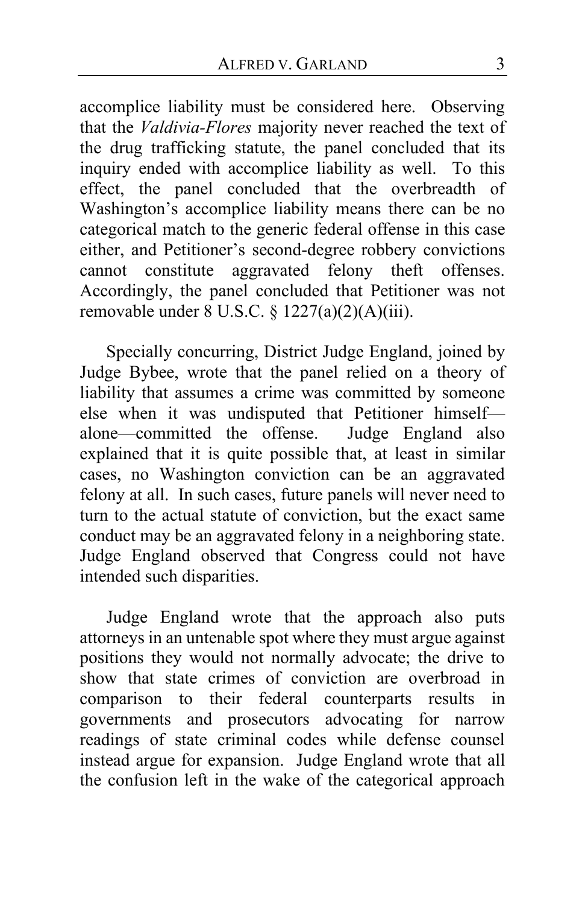accomplice liability must be considered here. Observing that the *Valdivia-Flores* majority never reached the text of the drug trafficking statute, the panel concluded that its inquiry ended with accomplice liability as well. To this effect, the panel concluded that the overbreadth of Washington's accomplice liability means there can be no categorical match to the generic federal offense in this case either, and Petitioner's second-degree robbery convictions cannot constitute aggravated felony theft offenses. Accordingly, the panel concluded that Petitioner was not removable under 8 U.S.C. § 1227(a)(2)(A)(iii).

Specially concurring, District Judge England, joined by Judge Bybee, wrote that the panel relied on a theory of liability that assumes a crime was committed by someone else when it was undisputed that Petitioner himself—alone—committed the offense. Judge England also explained that it is quite possible that, at least in similar cases, no Washington conviction can be an aggravated felony at all. In such cases, future panels will never need to turn to the actual statute of conviction, but the exact same conduct may be an aggravated felony in a neighboring state. Judge England observed that Congress could not have intended such disparities.

Judge England wrote that the approach also puts attorneys in an untenable spot where they must argue against positions they would not normally advocate; the drive to show that state crimes of conviction are overbroad in comparison to their federal counterparts results in governments and prosecutors advocating for narrow readings of state criminal codes while defense counsel instead argue for expansion. Judge England wrote that all the confusion left in the wake of the categorical approach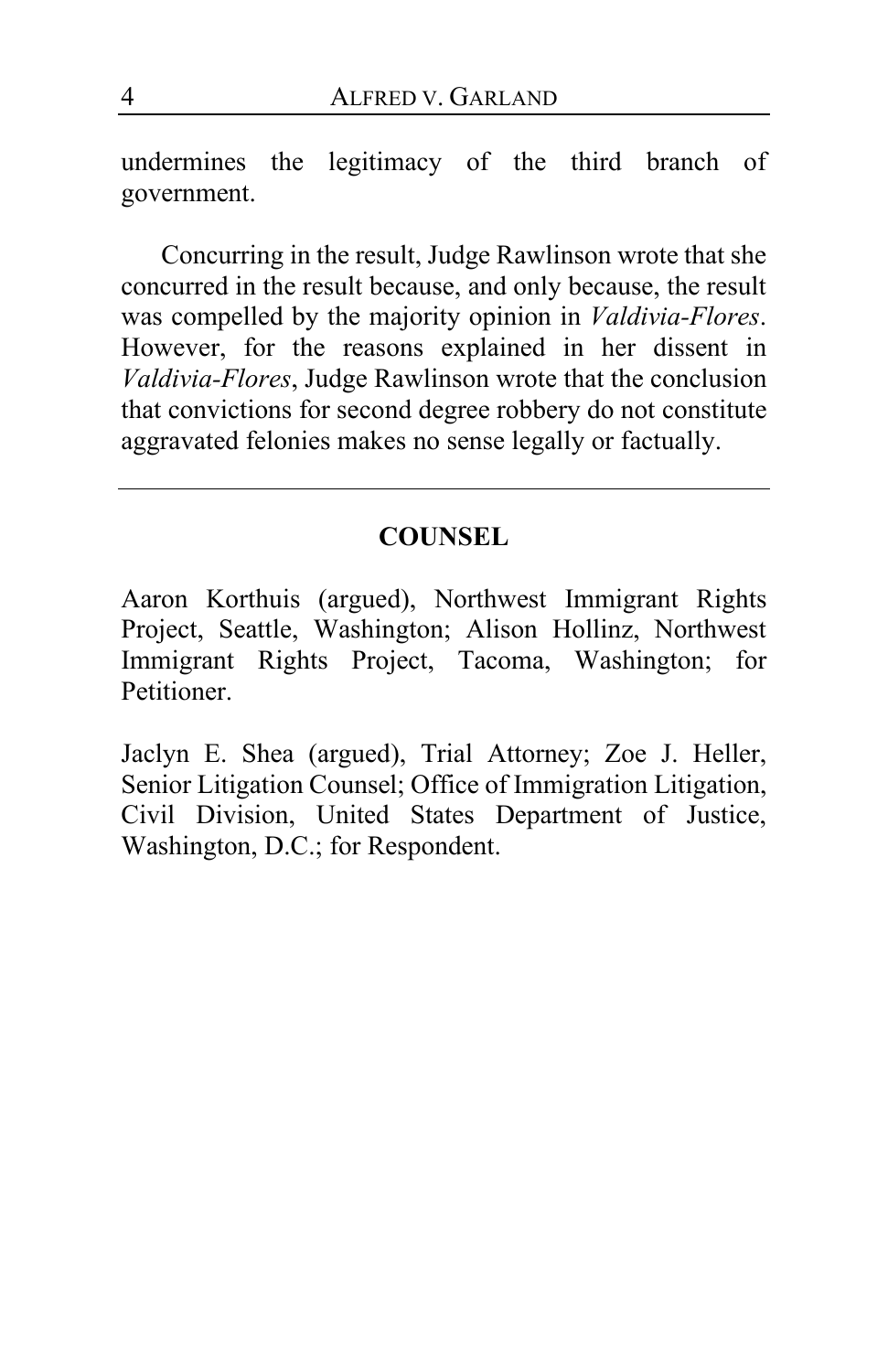undermines the legitimacy of the third branch of government.

Concurring in the result, Judge Rawlinson wrote that she concurred in the result because, and only because, the result was compelled by the majority opinion in *Valdivia-Flores*. However, for the reasons explained in her dissent in *Valdivia-Flores*, Judge Rawlinson wrote that the conclusion that convictions for second degree robbery do not constitute aggravated felonies makes no sense legally or factually.

---

## COUNSEL

Aaron Korthuis (argued), Northwest Immigrant Rights Project, Seattle, Washington; Alison Hollinz, Northwest Immigrant Rights Project, Tacoma, Washington; for Petitioner.

Jaclyn E. Shea (argued), Trial Attorney; Zoe J. Heller, Senior Litigation Counsel; Office of Immigration Litigation, Civil Division, United States Department of Justice, Washington, D.C.; for Respondent.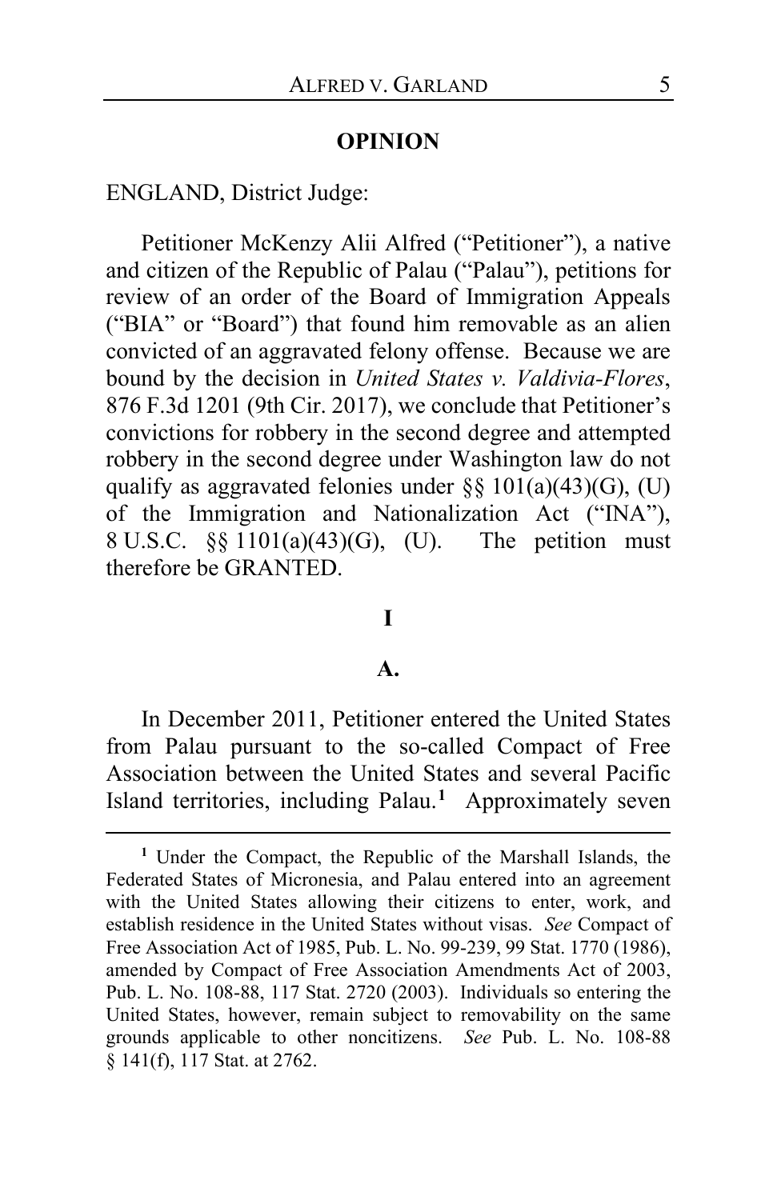## OPINION

ENGLAND, District Judge:

Petitioner McKenzy Alii Alfred ("Petitioner"), a native and citizen of the Republic of Palau ("Palau"), petitions for review of an order of the Board of Immigration Appeals ("BIA" or "Board") that found him removable as an alien convicted of an aggravated felony offense. Because we are bound by the decision in *United States v. Valdivia-Flores*, 876 F.3d 1201 (9th Cir. 2017), we conclude that Petitioner's convictions for robbery in the second degree and attempted robbery in the second degree under Washington law do not qualify as aggravated felonies under §§ 101(a)(43)(G), (U) of the Immigration and Nationalization Act ("INA"), 8 U.S.C. §§ 1101(a)(43)(G), (U). The petition must therefore be GRANTED.

### I

### A.

In December 2011, Petitioner entered the United States from Palau pursuant to the so-called Compact of Free Association between the United States and several Pacific Island territories, including Palau.[1] Approximately seven

---

[1] Under the Compact, the Republic of the Marshall Islands, the Federated States of Micronesia, and Palau entered into an agreement with the United States allowing their citizens to enter, work, and establish residence in the United States without visas. *See* Compact of Free Association Act of 1985, Pub. L. No. 99-239, 99 Stat. 1770 (1986), amended by Compact of Free Association Amendments Act of 2003, Pub. L. No. 108-88, 117 Stat. 2720 (2003). Individuals so entering the United States, however, remain subject to removability on the same grounds applicable to other noncitizens. *See* Pub. L. No. 108-88 § 141(f), 117 Stat. at 2762.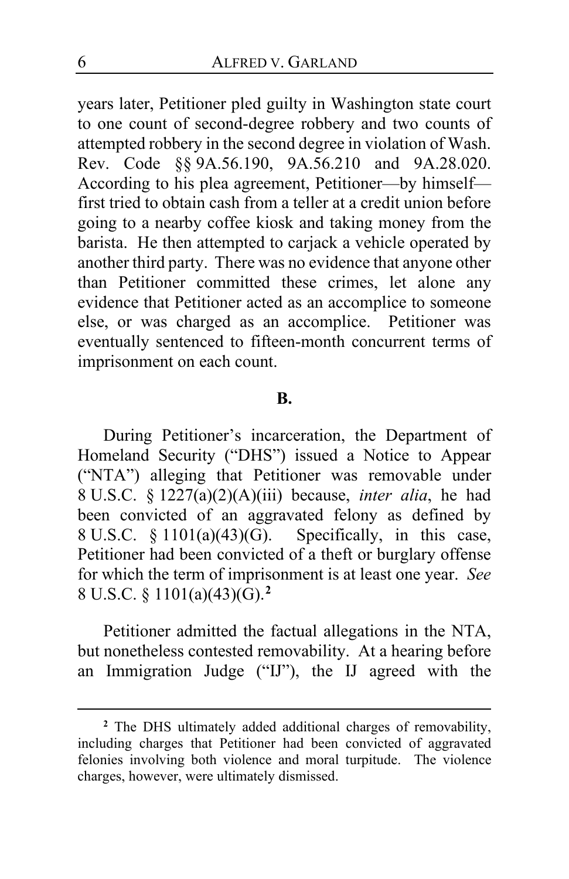years later, Petitioner pled guilty in Washington state court to one count of second-degree robbery and two counts of attempted robbery in the second degree in violation of Wash. Rev. Code §§ 9A.56.190, 9A.56.210 and 9A.28.020. According to his plea agreement, Petitioner—by himself—first tried to obtain cash from a teller at a credit union before going to a nearby coffee kiosk and taking money from the barista. He then attempted to carjack a vehicle operated by another third party. There was no evidence that anyone other than Petitioner committed these crimes, let alone any evidence that Petitioner acted as an accomplice to someone else, or was charged as an accomplice. Petitioner was eventually sentenced to fifteen-month concurrent terms of imprisonment on each count.

**B.**

During Petitioner's incarceration, the Department of Homeland Security ("DHS") issued a Notice to Appear ("NTA") alleging that Petitioner was removable under 8 U.S.C. § 1227(a)(2)(A)(iii) because, *inter alia*, he had been convicted of an aggravated felony as defined by 8 U.S.C. § 1101(a)(43)(G). Specifically, in this case, Petitioner had been convicted of a theft or burglary offense for which the term of imprisonment is at least one year. *See* 8 U.S.C. § 1101(a)(43)(G).[2]

Petitioner admitted the factual allegations in the NTA, but nonetheless contested removability. At a hearing before an Immigration Judge ("IJ"), the IJ agreed with the

[2] The DHS ultimately added additional charges of removability, including charges that Petitioner had been convicted of aggravated felonies involving both violence and moral turpitude. The violence charges, however, were ultimately dismissed.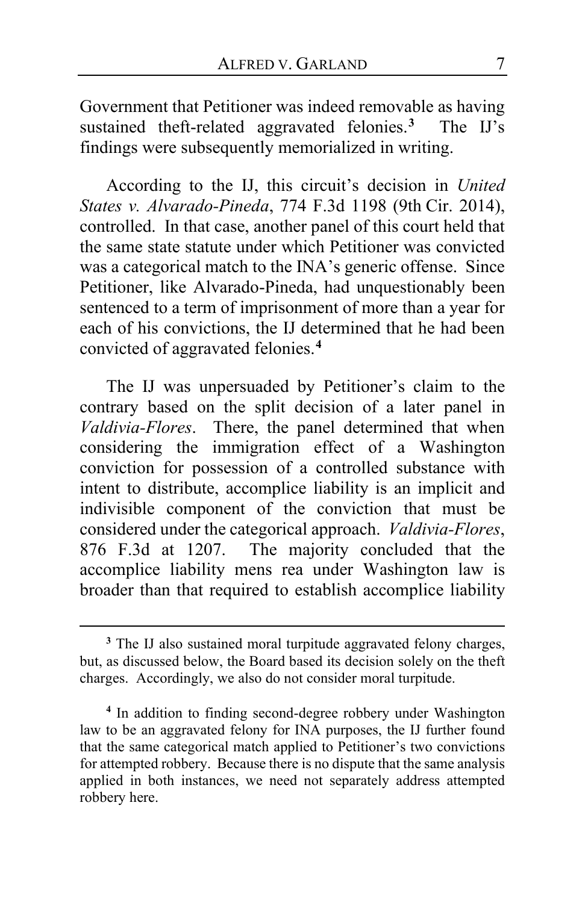Government that Petitioner was indeed removable as having sustained theft-related aggravated felonies.[3] The IJ's findings were subsequently memorialized in writing.

According to the IJ, this circuit's decision in *United States v. Alvarado-Pineda*, 774 F.3d 1198 (9th Cir. 2014), controlled. In that case, another panel of this court held that the same state statute under which Petitioner was convicted was a categorical match to the INA's generic offense. Since Petitioner, like Alvarado-Pineda, had unquestionably been sentenced to a term of imprisonment of more than a year for each of his convictions, the IJ determined that he had been convicted of aggravated felonies.[4]

The IJ was unpersuaded by Petitioner's claim to the contrary based on the split decision of a later panel in *Valdivia-Flores*. There, the panel determined that when considering the immigration effect of a Washington conviction for possession of a controlled substance with intent to distribute, accomplice liability is an implicit and indivisible component of the conviction that must be considered under the categorical approach. *Valdivia-Flores*, 876 F.3d at 1207. The majority concluded that the accomplice liability mens rea under Washington law is broader than that required to establish accomplice liability

---

[3] The IJ also sustained moral turpitude aggravated felony charges, but, as discussed below, the Board based its decision solely on the theft charges. Accordingly, we also do not consider moral turpitude.

[4] In addition to finding second-degree robbery under Washington law to be an aggravated felony for INA purposes, the IJ further found that the same categorical match applied to Petitioner's two convictions for attempted robbery. Because there is no dispute that the same analysis applied in both instances, we need not separately address attempted robbery here.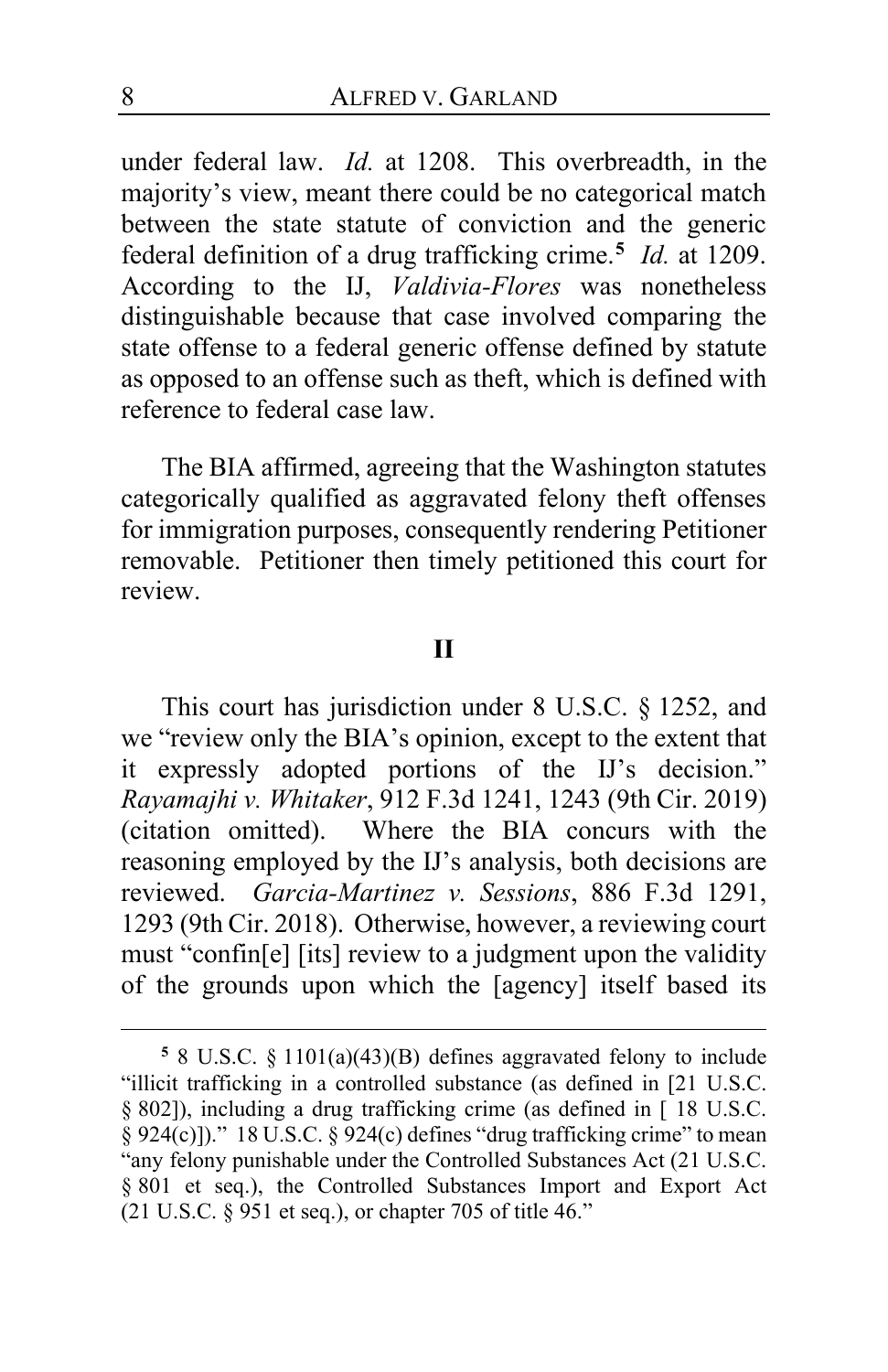under federal law. *Id.* at 1208. This overbreadth, in the majority's view, meant there could be no categorical match between the state statute of conviction and the generic federal definition of a drug trafficking crime.[5] *Id.* at 1209. According to the IJ, *Valdivia-Flores* was nonetheless distinguishable because that case involved comparing the state offense to a federal generic offense defined by statute as opposed to an offense such as theft, which is defined with reference to federal case law.

The BIA affirmed, agreeing that the Washington statutes categorically qualified as aggravated felony theft offenses for immigration purposes, consequently rendering Petitioner removable. Petitioner then timely petitioned this court for review.

## II

This court has jurisdiction under 8 U.S.C. § 1252, and we "review only the BIA's opinion, except to the extent that it expressly adopted portions of the IJ's decision." *Rayamajhi v. Whitaker*, 912 F.3d 1241, 1243 (9th Cir. 2019) (citation omitted). Where the BIA concurs with the reasoning employed by the IJ's analysis, both decisions are reviewed. *Garcia-Martinez v. Sessions*, 886 F.3d 1291, 1293 (9th Cir. 2018). Otherwise, however, a reviewing court must "confin[e] [its] review to a judgment upon the validity of the grounds upon which the [agency] itself based its

---

[5] 8 U.S.C. § 1101(a)(43)(B) defines aggravated felony to include "illicit trafficking in a controlled substance (as defined in [21 U.S.C. § 802]), including a drug trafficking crime (as defined in [ 18 U.S.C. § 924(c)])." 18 U.S.C. § 924(c) defines "drug trafficking crime" to mean "any felony punishable under the Controlled Substances Act (21 U.S.C. § 801 et seq.), the Controlled Substances Import and Export Act (21 U.S.C. § 951 et seq.), or chapter 705 of title 46."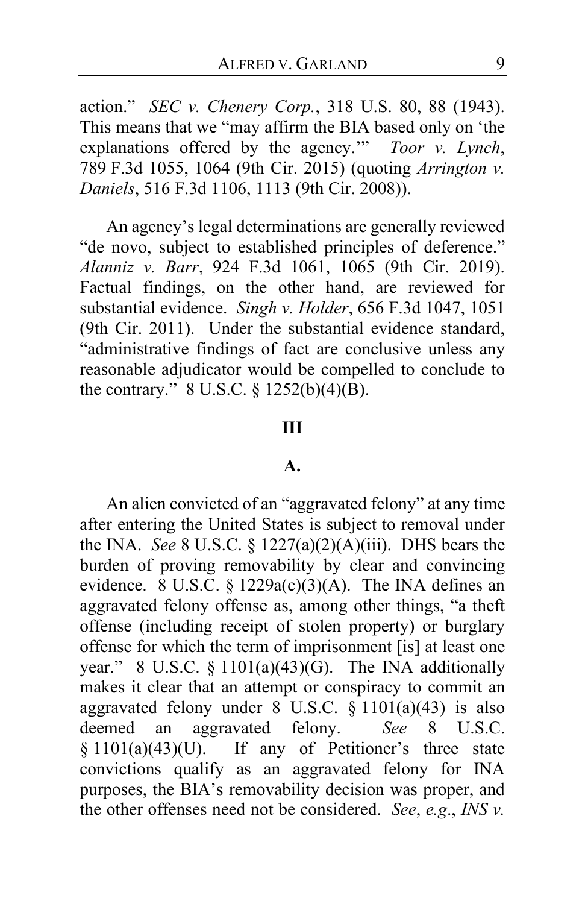action." *SEC v. Chenery Corp.*, 318 U.S. 80, 88 (1943). This means that we "may affirm the BIA based only on 'the explanations offered by the agency.'" *Toor v. Lynch*, 789 F.3d 1055, 1064 (9th Cir. 2015) (quoting *Arrington v. Daniels*, 516 F.3d 1106, 1113 (9th Cir. 2008)).

An agency's legal determinations are generally reviewed "de novo, subject to established principles of deference." *Alanniz v. Barr*, 924 F.3d 1061, 1065 (9th Cir. 2019). Factual findings, on the other hand, are reviewed for substantial evidence. *Singh v. Holder*, 656 F.3d 1047, 1051 (9th Cir. 2011). Under the substantial evidence standard, "administrative findings of fact are conclusive unless any reasonable adjudicator would be compelled to conclude to the contrary." 8 U.S.C. § 1252(b)(4)(B).

## III

### A.

An alien convicted of an "aggravated felony" at any time after entering the United States is subject to removal under the INA. *See* 8 U.S.C. § 1227(a)(2)(A)(iii). DHS bears the burden of proving removability by clear and convincing evidence. 8 U.S.C. § 1229a(c)(3)(A). The INA defines an aggravated felony offense as, among other things, "a theft offense (including receipt of stolen property) or burglary offense for which the term of imprisonment [is] at least one year." 8 U.S.C. § 1101(a)(43)(G). The INA additionally makes it clear that an attempt or conspiracy to commit an aggravated felony under 8 U.S.C. § 1101(a)(43) is also deemed an aggravated felony. *See* 8 U.S.C. § 1101(a)(43)(U). If any of Petitioner's three state convictions qualify as an aggravated felony for INA purposes, the BIA's removability decision was proper, and the other offenses need not be considered. *See*, *e.g.*, *INS v.*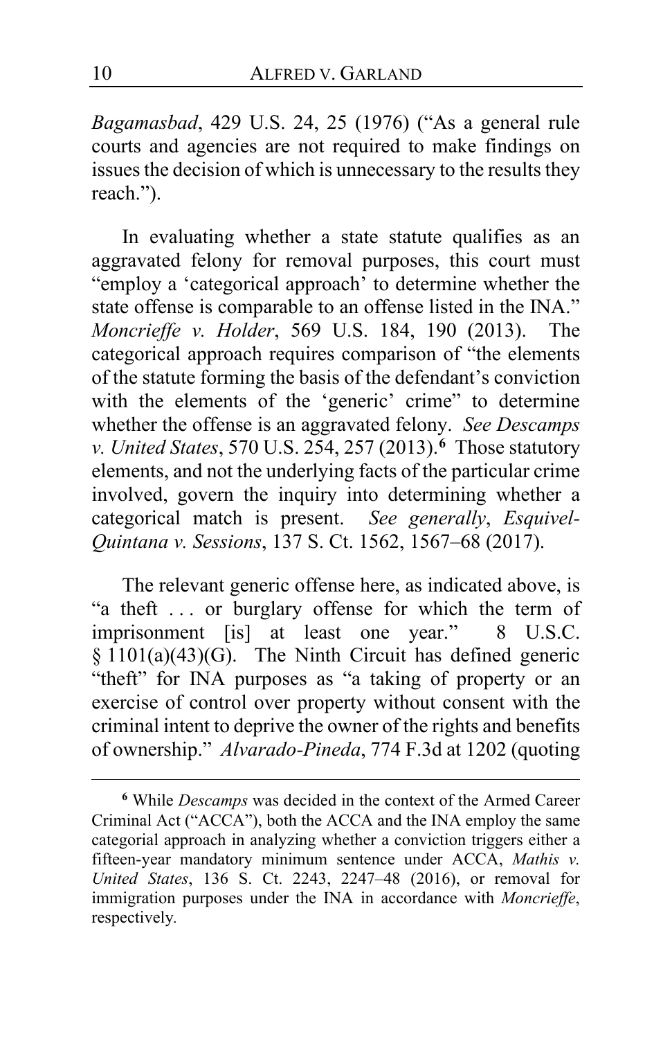*Bagamasbad*, 429 U.S. 24, 25 (1976) ("As a general rule courts and agencies are not required to make findings on issues the decision of which is unnecessary to the results they reach.").

In evaluating whether a state statute qualifies as an aggravated felony for removal purposes, this court must "employ a 'categorical approach' to determine whether the state offense is comparable to an offense listed in the INA." *Moncrieffe v. Holder*, 569 U.S. 184, 190 (2013). The categorical approach requires comparison of "the elements of the statute forming the basis of the defendant's conviction with the elements of the 'generic' crime" to determine whether the offense is an aggravated felony. *See Descamps v. United States*, 570 U.S. 254, 257 (2013).[6] Those statutory elements, and not the underlying facts of the particular crime involved, govern the inquiry into determining whether a categorical match is present. *See generally*, *Esquivel-Quintana v. Sessions*, 137 S. Ct. 1562, 1567–68 (2017).

The relevant generic offense here, as indicated above, is "a theft . . . or burglary offense for which the term of imprisonment [is] at least one year." 8 U.S.C. § 1101(a)(43)(G). The Ninth Circuit has defined generic "theft" for INA purposes as "a taking of property or an exercise of control over property without consent with the criminal intent to deprive the owner of the rights and benefits of ownership." *Alvarado-Pineda*, 774 F.3d at 1202 (quoting

[6] While *Descamps* was decided in the context of the Armed Career Criminal Act ("ACCA"), both the ACCA and the INA employ the same categorial approach in analyzing whether a conviction triggers either a fifteen-year mandatory minimum sentence under ACCA, *Mathis v. United States*, 136 S. Ct. 2243, 2247–48 (2016), or removal for immigration purposes under the INA in accordance with *Moncrieffe*, respectively.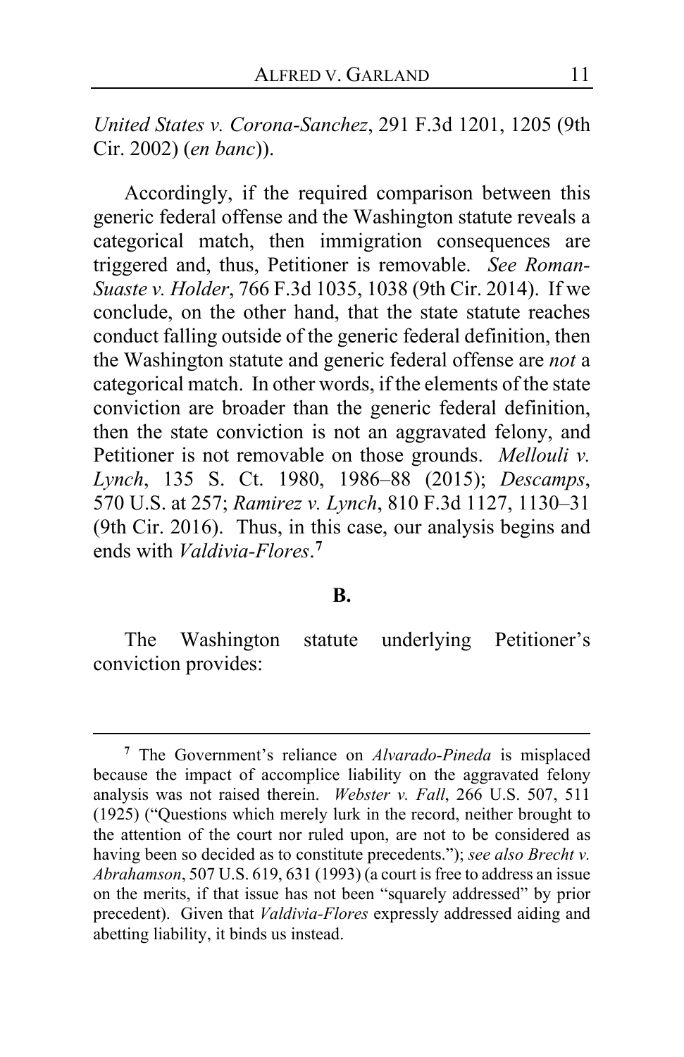*United States v. Corona-Sanchez*, 291 F.3d 1201, 1205 (9th Cir. 2002) (*en banc*)).

Accordingly, if the required comparison between this generic federal offense and the Washington statute reveals a categorical match, then immigration consequences are triggered and, thus, Petitioner is removable. *See Roman-Suaste v. Holder*, 766 F.3d 1035, 1038 (9th Cir. 2014). If we conclude, on the other hand, that the state statute reaches conduct falling outside of the generic federal definition, then the Washington statute and generic federal offense are *not* a categorical match. In other words, if the elements of the state conviction are broader than the generic federal definition, then the state conviction is not an aggravated felony, and Petitioner is not removable on those grounds. *Mellouli v. Lynch*, 135 S. Ct. 1980, 1986–88 (2015); *Descamps*, 570 U.S. at 257; *Ramirez v. Lynch*, 810 F.3d 1127, 1130–31 (9th Cir. 2016). Thus, in this case, our analysis begins and ends with *Valdivia-Flores*.[7]

**B.**

The Washington statute underlying Petitioner's conviction provides:

---

[7] The Government's reliance on *Alvarado-Pineda* is misplaced because the impact of accomplice liability on the aggravated felony analysis was not raised therein. *Webster v. Fall*, 266 U.S. 507, 511 (1925) ("Questions which merely lurk in the record, neither brought to the attention of the court nor ruled upon, are not to be considered as having been so decided as to constitute precedents."); *see also Brecht v. Abrahamson*, 507 U.S. 619, 631 (1993) (a court is free to address an issue on the merits, if that issue has not been "squarely addressed" by prior precedent). Given that *Valdivia-Flores* expressly addressed aiding and abetting liability, it binds us instead.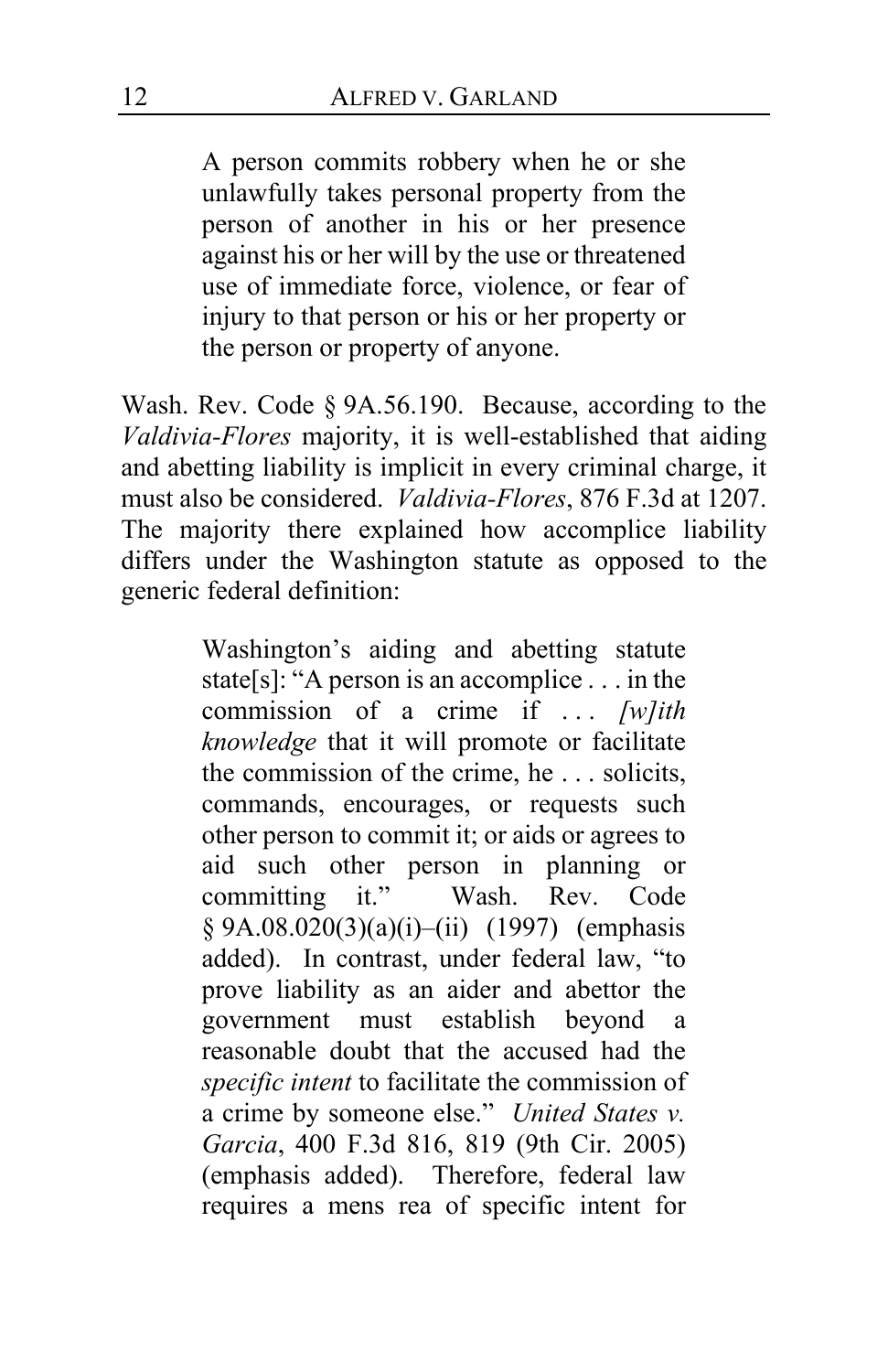> A person commits robbery when he or she unlawfully takes personal property from the person of another in his or her presence against his or her will by the use or threatened use of immediate force, violence, or fear of injury to that person or his or her property or the person or property of anyone.

Wash. Rev. Code § 9A.56.190. Because, according to the *Valdivia-Flores* majority, it is well-established that aiding and abetting liability is implicit in every criminal charge, it must also be considered. *Valdivia-Flores*, 876 F.3d at 1207. The majority there explained how accomplice liability differs under the Washington statute as opposed to the generic federal definition:

> Washington's aiding and abetting statute state[s]: "A person is an accomplice . . . in the commission of a crime if . . . *[w]ith knowledge* that it will promote or facilitate the commission of the crime, he . . . solicits, commands, encourages, or requests such other person to commit it; or aids or agrees to aid such other person in planning or committing it." Wash. Rev. Code § 9A.08.020(3)(a)(i)–(ii) (1997) (emphasis added). In contrast, under federal law, "to prove liability as an aider and abettor the government must establish beyond a reasonable doubt that the accused had the *specific intent* to facilitate the commission of a crime by someone else." *United States v. Garcia*, 400 F.3d 816, 819 (9th Cir. 2005) (emphasis added). Therefore, federal law requires a mens rea of specific intent for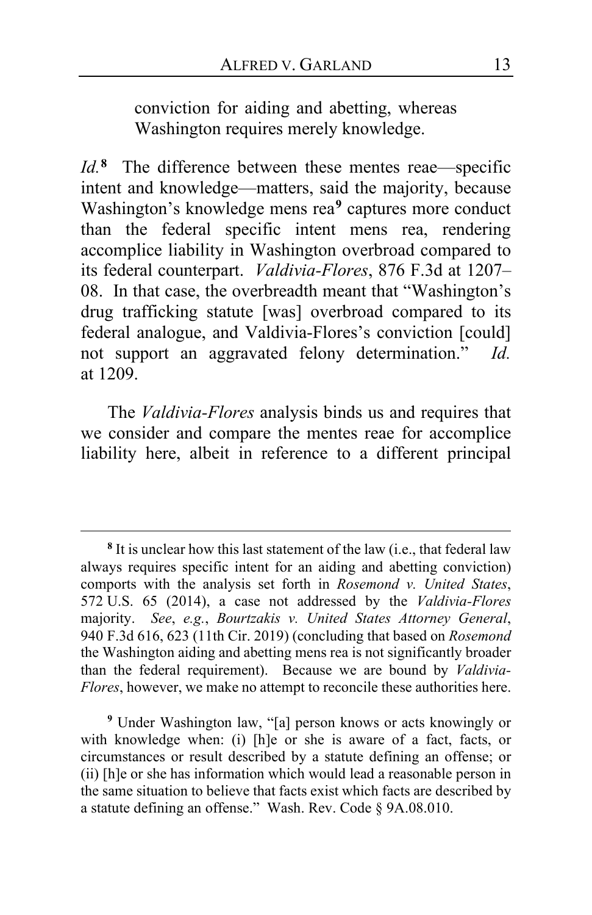> conviction for aiding and abetting, whereas Washington requires merely knowledge.

*Id.*[8] The difference between these mentes reae—specific intent and knowledge—matters, said the majority, because Washington's knowledge mens rea[9] captures more conduct than the federal specific intent mens rea, rendering accomplice liability in Washington overbroad compared to its federal counterpart. *Valdivia-Flores*, 876 F.3d at 1207–08. In that case, the overbreadth meant that "Washington's drug trafficking statute [was] overbroad compared to its federal analogue, and Valdivia-Flores's conviction [could] not support an aggravated felony determination." *Id.* at 1209.

The *Valdivia-Flores* analysis binds us and requires that we consider and compare the mentes reae for accomplice liability here, albeit in reference to a different principal

---

[8] It is unclear how this last statement of the law (i.e., that federal law always requires specific intent for an aiding and abetting conviction) comports with the analysis set forth in *Rosemond v. United States*, 572 U.S. 65 (2014), a case not addressed by the *Valdivia-Flores* majority. *See*, *e.g.*, *Bourtzakis v. United States Attorney General*, 940 F.3d 616, 623 (11th Cir. 2019) (concluding that based on *Rosemond* the Washington aiding and abetting mens rea is not significantly broader than the federal requirement). Because we are bound by *Valdivia-Flores*, however, we make no attempt to reconcile these authorities here.

[9] Under Washington law, "[a] person knows or acts knowingly or with knowledge when: (i) [h]e or she is aware of a fact, facts, or circumstances or result described by a statute defining an offense; or (ii) [h]e or she has information which would lead a reasonable person in the same situation to believe that facts exist which facts are described by a statute defining an offense." Wash. Rev. Code § 9A.08.010.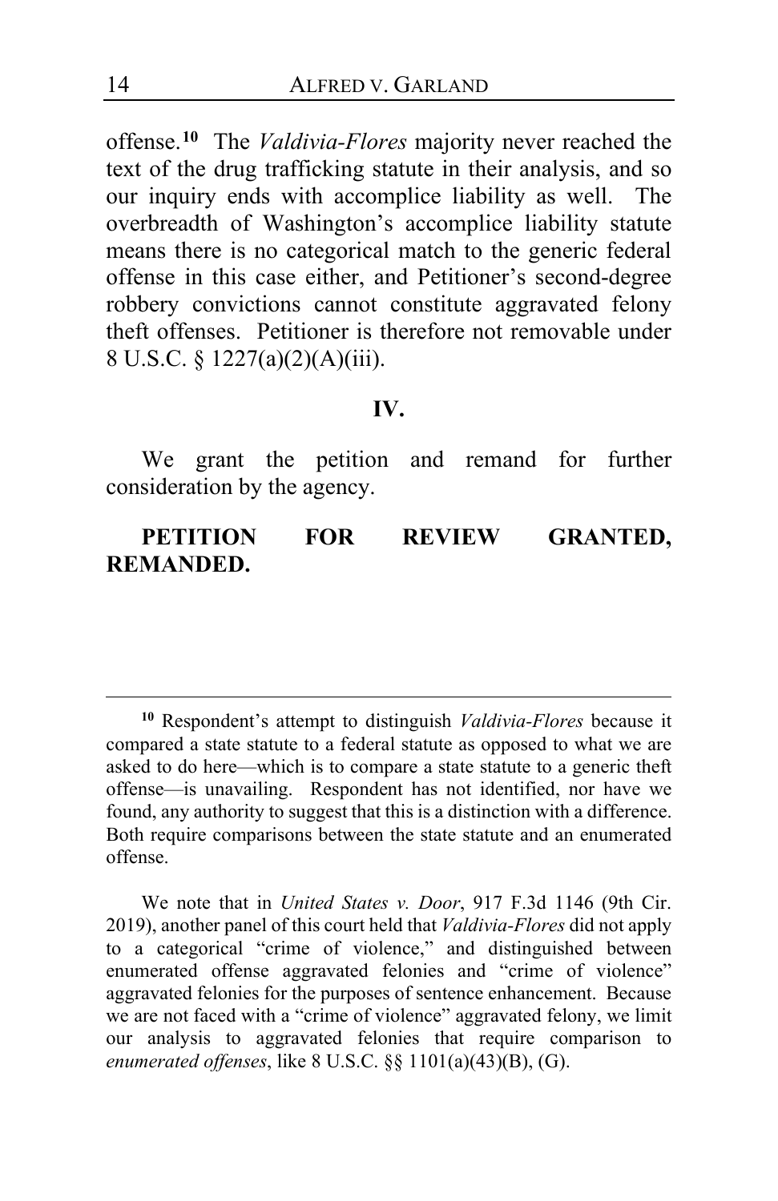offense.[10] The *Valdivia-Flores* majority never reached the text of the drug trafficking statute in their analysis, and so our inquiry ends with accomplice liability as well. The overbreadth of Washington's accomplice liability statute means there is no categorical match to the generic federal offense in this case either, and Petitioner's second-degree robbery convictions cannot constitute aggravated felony theft offenses. Petitioner is therefore not removable under 8 U.S.C. § 1227(a)(2)(A)(iii).

## IV.

We grant the petition and remand for further consideration by the agency.

**PETITION FOR REVIEW GRANTED, REMANDED.**

---

[10] Respondent's attempt to distinguish *Valdivia-Flores* because it compared a state statute to a federal statute as opposed to what we are asked to do here—which is to compare a state statute to a generic theft offense—is unavailing. Respondent has not identified, nor have we found, any authority to suggest that this is a distinction with a difference. Both require comparisons between the state statute and an enumerated offense.

We note that in *United States v. Door*, 917 F.3d 1146 (9th Cir. 2019), another panel of this court held that *Valdivia-Flores* did not apply to a categorical "crime of violence," and distinguished between enumerated offense aggravated felonies and "crime of violence" aggravated felonies for the purposes of sentence enhancement. Because we are not faced with a "crime of violence" aggravated felony, we limit our analysis to aggravated felonies that require comparison to *enumerated offenses*, like 8 U.S.C. §§ 1101(a)(43)(B), (G).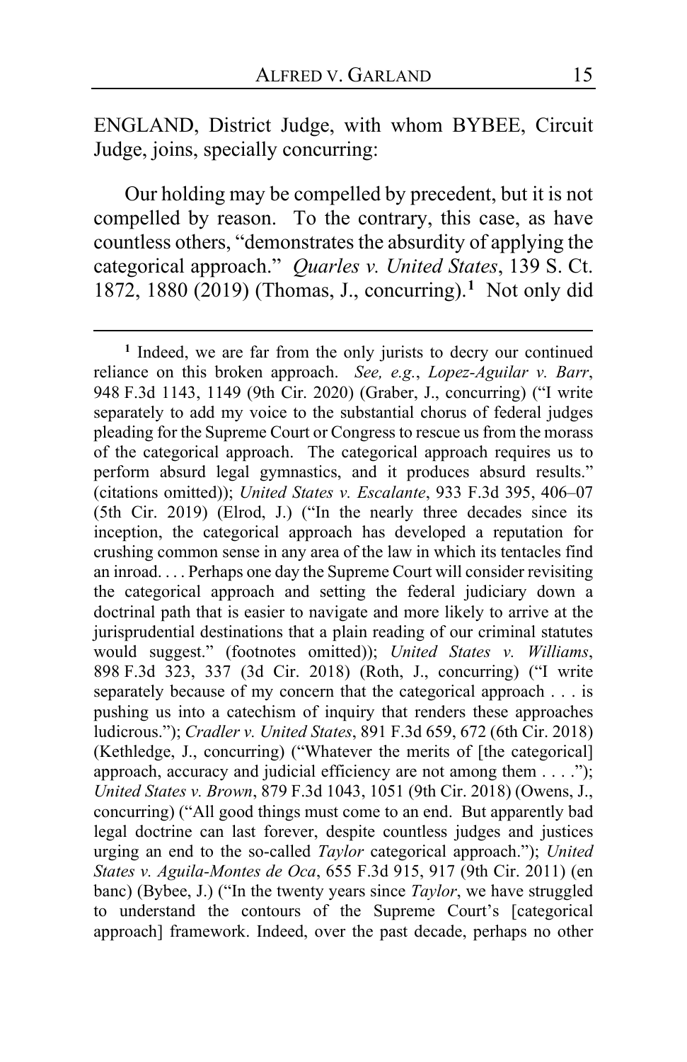ENGLAND, District Judge, with whom BYBEE, Circuit Judge, joins, specially concurring:

Our holding may be compelled by precedent, but it is not compelled by reason. To the contrary, this case, as have countless others, "demonstrates the absurdity of applying the categorical approach." *Quarles v. United States*, 139 S. Ct. 1872, 1880 (2019) (Thomas, J., concurring).[1] Not only did

---

[1] Indeed, we are far from the only jurists to decry our continued reliance on this broken approach. *See, e.g.*, *Lopez-Aguilar v. Barr*, 948 F.3d 1143, 1149 (9th Cir. 2020) (Graber, J., concurring) ("I write separately to add my voice to the substantial chorus of federal judges pleading for the Supreme Court or Congress to rescue us from the morass of the categorical approach. The categorical approach requires us to perform absurd legal gymnastics, and it produces absurd results." (citations omitted)); *United States v. Escalante*, 933 F.3d 395, 406–07 (5th Cir. 2019) (Elrod, J.) ("In the nearly three decades since its inception, the categorical approach has developed a reputation for crushing common sense in any area of the law in which its tentacles find an inroad. . . . Perhaps one day the Supreme Court will consider revisiting the categorical approach and setting the federal judiciary down a doctrinal path that is easier to navigate and more likely to arrive at the jurisprudential destinations that a plain reading of our criminal statutes would suggest." (footnotes omitted)); *United States v. Williams*, 898 F.3d 323, 337 (3d Cir. 2018) (Roth, J., concurring) ("I write separately because of my concern that the categorical approach . . . is pushing us into a catechism of inquiry that renders these approaches ludicrous."); *Cradler v. United States*, 891 F.3d 659, 672 (6th Cir. 2018) (Kethledge, J., concurring) ("Whatever the merits of [the categorical] approach, accuracy and judicial efficiency are not among them . . . ."); *United States v. Brown*, 879 F.3d 1043, 1051 (9th Cir. 2018) (Owens, J., concurring) ("All good things must come to an end. But apparently bad legal doctrine can last forever, despite countless judges and justices urging an end to the so-called *Taylor* categorical approach."); *United States v. Aguila-Montes de Oca*, 655 F.3d 915, 917 (9th Cir. 2011) (en banc) (Bybee, J.) ("In the twenty years since *Taylor*, we have struggled to understand the contours of the Supreme Court's [categorical approach] framework. Indeed, over the past decade, perhaps no other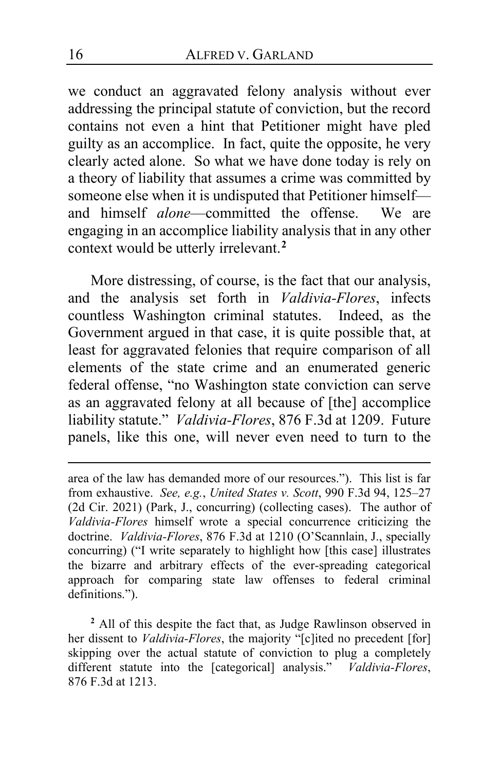we conduct an aggravated felony analysis without ever addressing the principal statute of conviction, but the record contains not even a hint that Petitioner might have pled guilty as an accomplice. In fact, quite the opposite, he very clearly acted alone. So what we have done today is rely on a theory of liability that assumes a crime was committed by someone else when it is undisputed that Petitioner himself—and himself *alone*—committed the offense. We are engaging in an accomplice liability analysis that in any other context would be utterly irrelevant.[2]

More distressing, of course, is the fact that our analysis, and the analysis set forth in *Valdivia-Flores*, infects countless Washington criminal statutes. Indeed, as the Government argued in that case, it is quite possible that, at least for aggravated felonies that require comparison of all elements of the state crime and an enumerated generic federal offense, "no Washington state conviction can serve as an aggravated felony at all because of [the] accomplice liability statute." *Valdivia-Flores*, 876 F.3d at 1209. Future panels, like this one, will never even need to turn to the

---

area of the law has demanded more of our resources."). This list is far from exhaustive. *See, e.g.*, *United States v. Scott*, 990 F.3d 94, 125–27 (2d Cir. 2021) (Park, J., concurring) (collecting cases). The author of *Valdivia-Flores* himself wrote a special concurrence criticizing the doctrine. *Valdivia-Flores*, 876 F.3d at 1210 (O'Scannlain, J., specially concurring) ("I write separately to highlight how [this case] illustrates the bizarre and arbitrary effects of the ever-spreading categorical approach for comparing state law offenses to federal criminal definitions.").

[2] All of this despite the fact that, as Judge Rawlinson observed in her dissent to *Valdivia-Flores*, the majority "[c]ited no precedent [for] skipping over the actual statute of conviction to plug a completely different statute into the [categorical] analysis." *Valdivia-Flores*, 876 F.3d at 1213.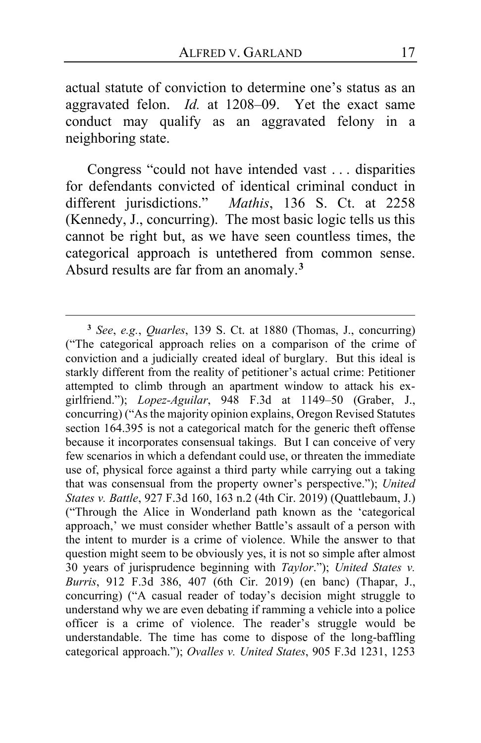actual statute of conviction to determine one's status as an aggravated felon. *Id.* at 1208–09. Yet the exact same conduct may qualify as an aggravated felony in a neighboring state.

Congress "could not have intended vast . . . disparities for defendants convicted of identical criminal conduct in different jurisdictions." *Mathis*, 136 S. Ct. at 2258 (Kennedy, J., concurring). The most basic logic tells us this cannot be right but, as we have seen countless times, the categorical approach is untethered from common sense. Absurd results are far from an anomaly.[3]

---

[3] *See*, *e.g.*, *Quarles*, 139 S. Ct. at 1880 (Thomas, J., concurring) ("The categorical approach relies on a comparison of the crime of conviction and a judicially created ideal of burglary. But this ideal is starkly different from the reality of petitioner's actual crime: Petitioner attempted to climb through an apartment window to attack his ex-girlfriend."); *Lopez-Aguilar*, 948 F.3d at 1149–50 (Graber, J., concurring) ("As the majority opinion explains, Oregon Revised Statutes section 164.395 is not a categorical match for the generic theft offense because it incorporates consensual takings. But I can conceive of very few scenarios in which a defendant could use, or threaten the immediate use of, physical force against a third party while carrying out a taking that was consensual from the property owner's perspective."); *United States v. Battle*, 927 F.3d 160, 163 n.2 (4th Cir. 2019) (Quattlebaum, J.) ("Through the Alice in Wonderland path known as the 'categorical approach,' we must consider whether Battle's assault of a person with the intent to murder is a crime of violence. While the answer to that question might seem to be obviously yes, it is not so simple after almost 30 years of jurisprudence beginning with *Taylor*."); *United States v. Burris*, 912 F.3d 386, 407 (6th Cir. 2019) (en banc) (Thapar, J., concurring) ("A casual reader of today's decision might struggle to understand why we are even debating if ramming a vehicle into a police officer is a crime of violence. The reader's struggle would be understandable. The time has come to dispose of the long-baffling categorical approach."); *Ovalles v. United States*, 905 F.3d 1231, 1253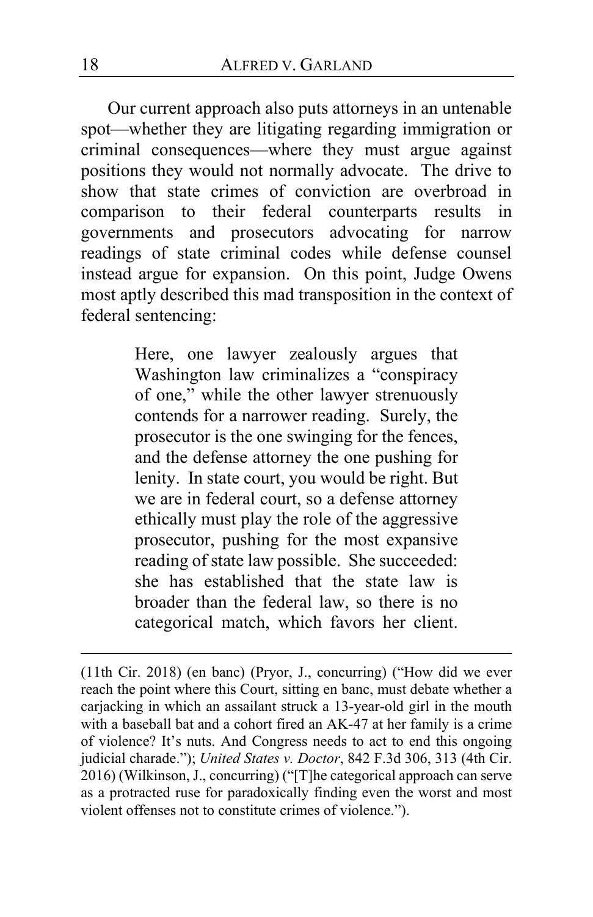Our current approach also puts attorneys in an untenable spot—whether they are litigating regarding immigration or criminal consequences—where they must argue against positions they would not normally advocate. The drive to show that state crimes of conviction are overbroad in comparison to their federal counterparts results in governments and prosecutors advocating for narrow readings of state criminal codes while defense counsel instead argue for expansion. On this point, Judge Owens most aptly described this mad transposition in the context of federal sentencing:

> Here, one lawyer zealously argues that Washington law criminalizes a "conspiracy of one," while the other lawyer strenuously contends for a narrower reading. Surely, the prosecutor is the one swinging for the fences, and the defense attorney the one pushing for lenity. In state court, you would be right. But we are in federal court, so a defense attorney ethically must play the role of the aggressive prosecutor, pushing for the most expansive reading of state law possible. She succeeded: she has established that the state law is broader than the federal law, so there is no categorical match, which favors her client.

---

(11th Cir. 2018) (en banc) (Pryor, J., concurring) ("How did we ever reach the point where this Court, sitting en banc, must debate whether a carjacking in which an assailant struck a 13-year-old girl in the mouth with a baseball bat and a cohort fired an AK-47 at her family is a crime of violence? It's nuts. And Congress needs to act to end this ongoing judicial charade."); *United States v. Doctor*, 842 F.3d 306, 313 (4th Cir. 2016) (Wilkinson, J., concurring) ("[T]he categorical approach can serve as a protracted ruse for paradoxically finding even the worst and most violent offenses not to constitute crimes of violence.").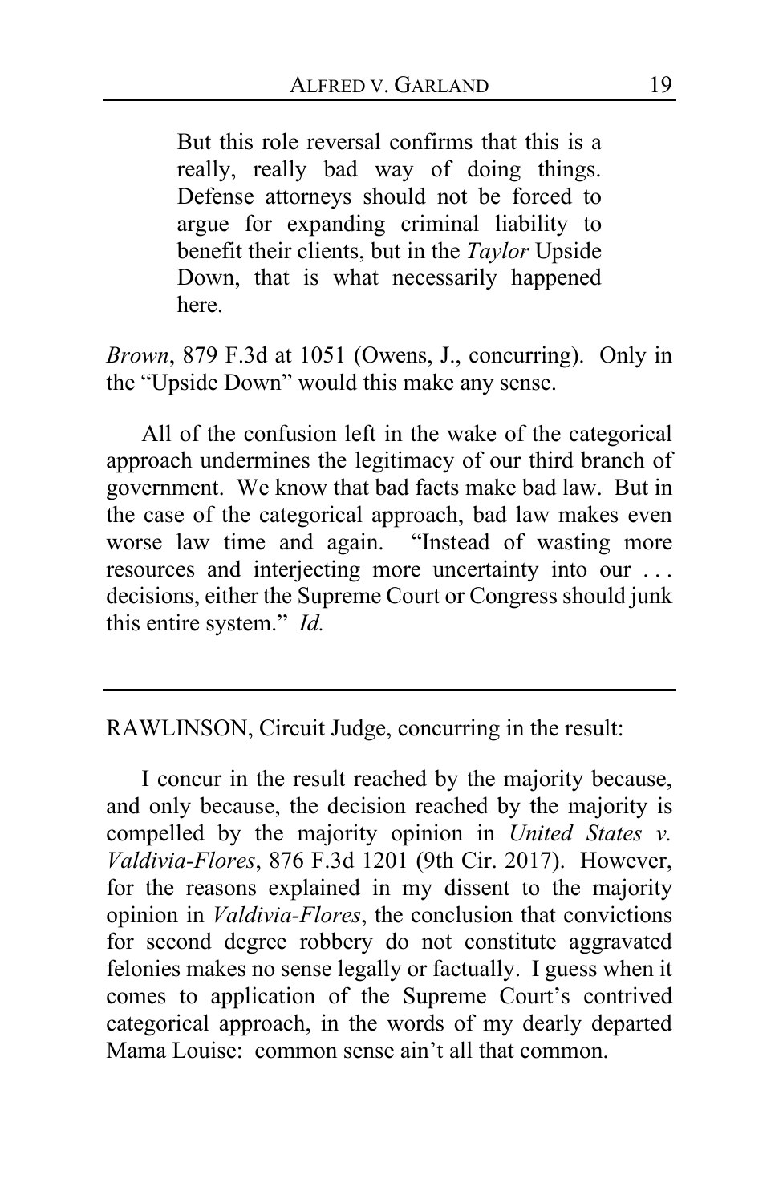> But this role reversal confirms that this is a really, really bad way of doing things. Defense attorneys should not be forced to argue for expanding criminal liability to benefit their clients, but in the *Taylor* Upside Down, that is what necessarily happened here.

*Brown*, 879 F.3d at 1051 (Owens, J., concurring). Only in the "Upside Down" would this make any sense.

All of the confusion left in the wake of the categorical approach undermines the legitimacy of our third branch of government. We know that bad facts make bad law. But in the case of the categorical approach, bad law makes even worse law time and again. "Instead of wasting more resources and interjecting more uncertainty into our . . . decisions, either the Supreme Court or Congress should junk this entire system." *Id.*

---

RAWLINSON, Circuit Judge, concurring in the result:

I concur in the result reached by the majority because, and only because, the decision reached by the majority is compelled by the majority opinion in *United States v. Valdivia-Flores*, 876 F.3d 1201 (9th Cir. 2017). However, for the reasons explained in my dissent to the majority opinion in *Valdivia-Flores*, the conclusion that convictions for second degree robbery do not constitute aggravated felonies makes no sense legally or factually. I guess when it comes to application of the Supreme Court's contrived categorical approach, in the words of my dearly departed Mama Louise: common sense ain't all that common.